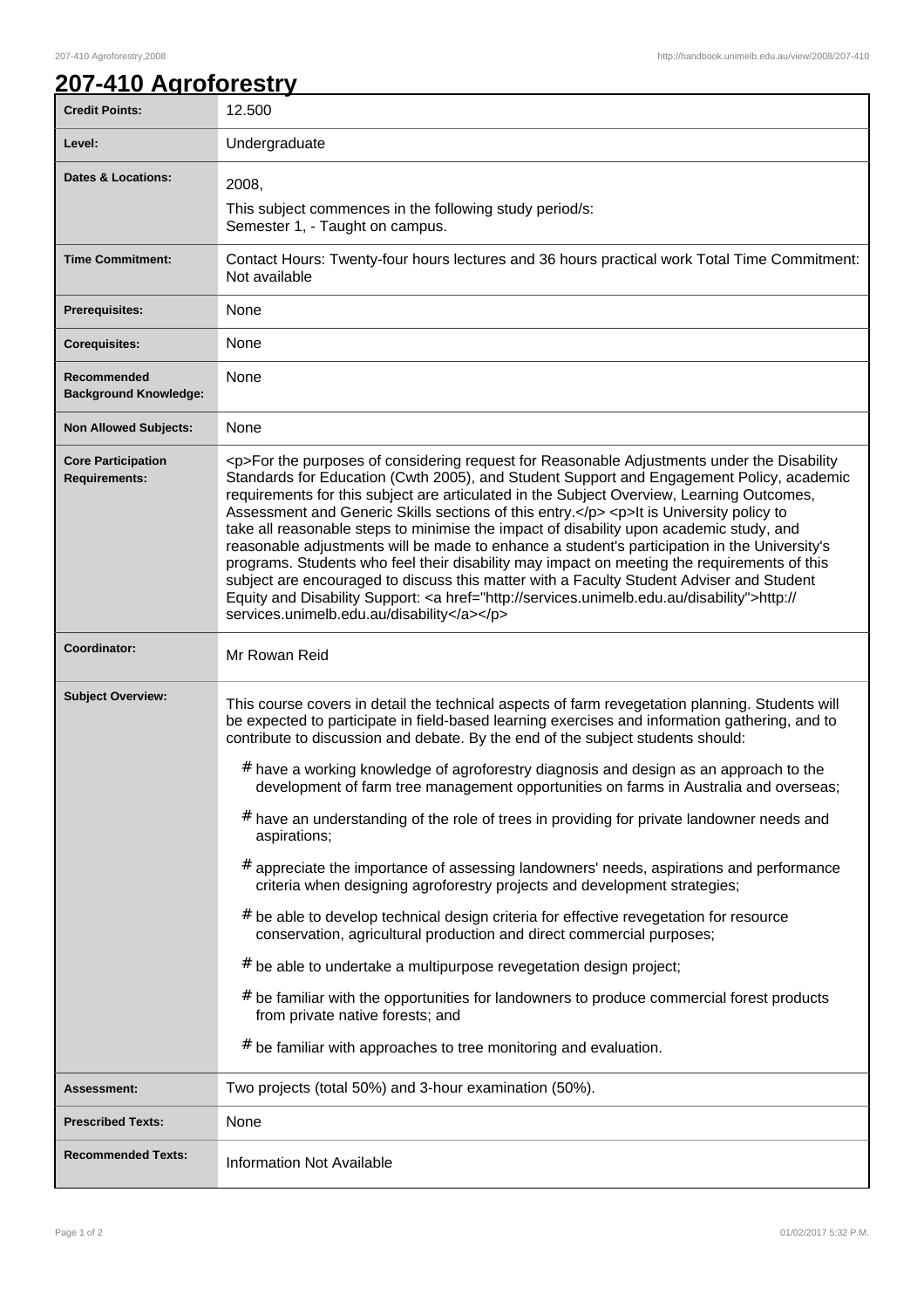# 207-410 Agroforestry

| | |
|---|---|
| **Credit Points:** | 12.500 |
| **Level:** | Undergraduate |
| **Dates & Locations:** | 2008,<br>This subject commences in the following study period/s:<br>Semester 1, - Taught on campus. |
| **Time Commitment:** | Contact Hours: Twenty-four hours lectures and 36 hours practical work Total Time Commitment: Not available |
| **Prerequisites:** | None |
| **Corequisites:** | None |
| **Recommended Background Knowledge:** | None |
| **Non Allowed Subjects:** | None |
| **Core Participation Requirements:** | <p>For the purposes of considering request for Reasonable Adjustments under the Disability Standards for Education (Cwth 2005), and Student Support and Engagement Policy, academic requirements for this subject are articulated in the Subject Overview, Learning Outcomes, Assessment and Generic Skills sections of this entry.</p> <p>It is University policy to take all reasonable steps to minimise the impact of disability upon academic study, and reasonable adjustments will be made to enhance a student's participation in the University's programs. Students who feel their disability may impact on meeting the requirements of this subject are encouraged to discuss this matter with a Faculty Student Adviser and Student Equity and Disability Support: <a href="http://services.unimelb.edu.au/disability">http://services.unimelb.edu.au/disability</a></p> |
| **Coordinator:** | Mr Rowan Reid |
| **Subject Overview:** | This course covers in detail the technical aspects of farm revegetation planning. Students will be expected to participate in field-based learning exercises and information gathering, and to contribute to discussion and debate. By the end of the subject students should:<br># have a working knowledge of agroforestry diagnosis and design as an approach to the development of farm tree management opportunities on farms in Australia and overseas;<br># have an understanding of the role of trees in providing for private landowner needs and aspirations;<br># appreciate the importance of assessing landowners' needs, aspirations and performance criteria when designing agroforestry projects and development strategies;<br># be able to develop technical design criteria for effective revegetation for resource conservation, agricultural production and direct commercial purposes;<br># be able to undertake a multipurpose revegetation design project;<br># be familiar with the opportunities for landowners to produce commercial forest products from private native forests; and<br># be familiar with approaches to tree monitoring and evaluation. |
| **Assessment:** | Two projects (total 50%) and 3-hour examination (50%). |
| **Prescribed Texts:** | None |
| **Recommended Texts:** | Information Not Available |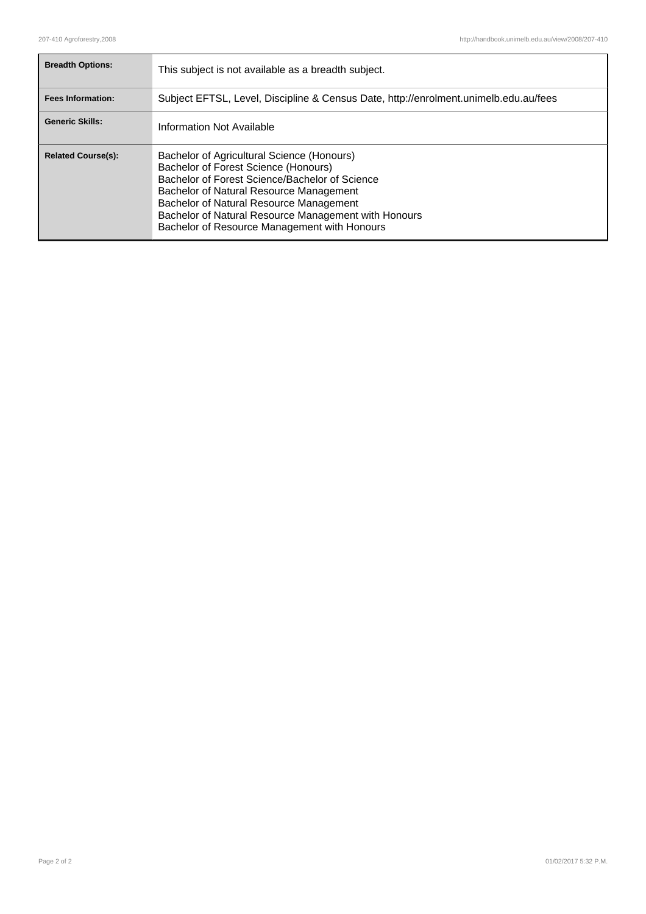| | |
|---|---|
| **Breadth Options:** | This subject is not available as a breadth subject. |
| **Fees Information:** | Subject EFTSL, Level, Discipline & Census Date, http://enrolment.unimelb.edu.au/fees |
| **Generic Skills:** | Information Not Available |
| **Related Course(s):** | Bachelor of Agricultural Science (Honours)<br>Bachelor of Forest Science (Honours)<br>Bachelor of Forest Science/Bachelor of Science<br>Bachelor of Natural Resource Management<br>Bachelor of Natural Resource Management<br>Bachelor of Natural Resource Management with Honours<br>Bachelor of Resource Management with Honours |